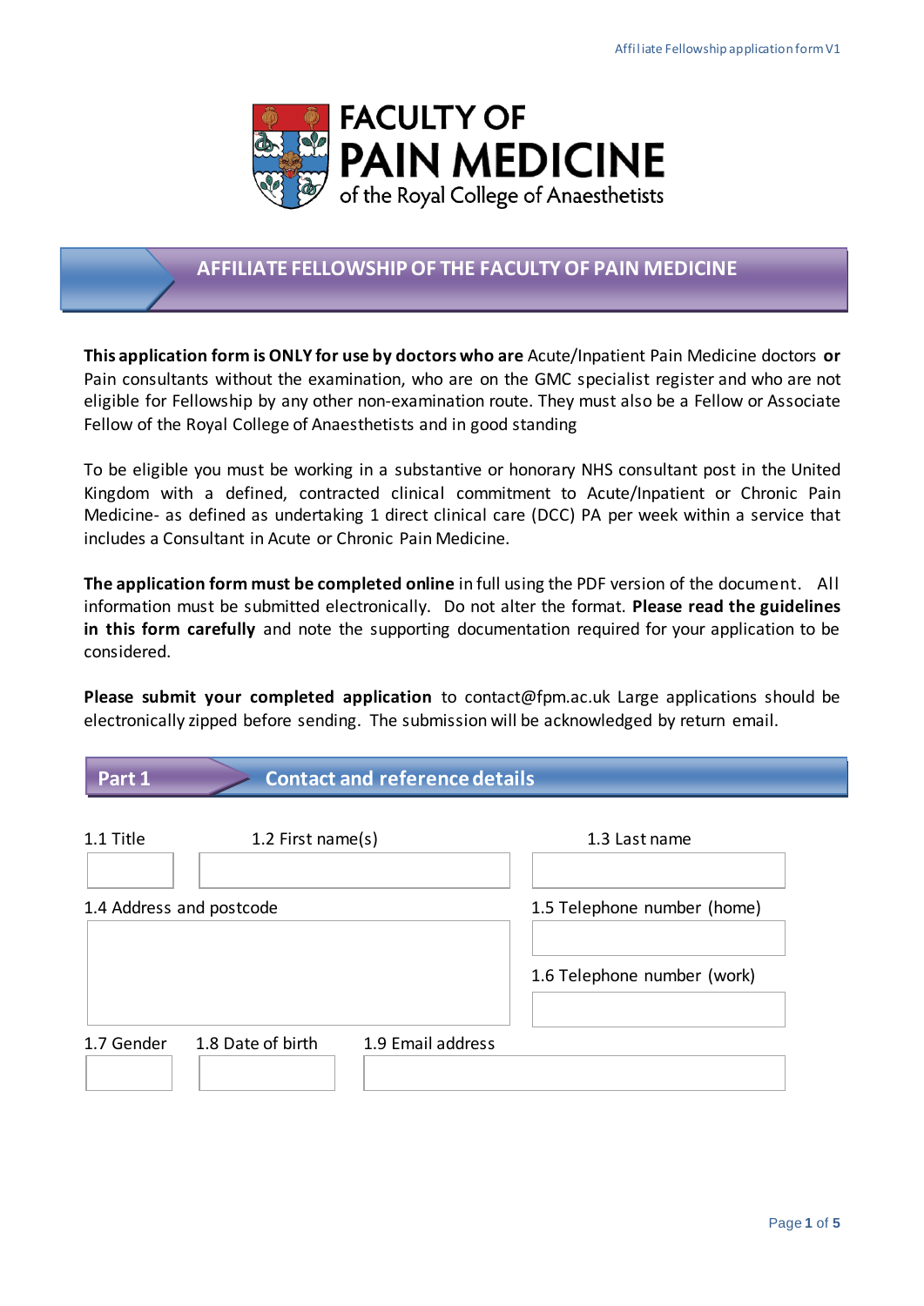# FACULTY OF PAIN MEDICINE

of the Royal College of Anaesthetists

## AFFILIATE FELLOWSHIP OF THE FACULTY OF PAIN MEDICINE

**This application form is ONLY for use by doctors who are** Acute/Inpatient Pain Medicine doctors **or** Pain consultants without the examination, who are on the GMC specialist register and who are not eligible for Fellowship by any other non-examination route. They must also be a Fellow or Associate Fellow of the Royal College of Anaesthetists and in good standing

To be eligible you must be working in a substantive or honorary NHS consultant post in the United Kingdom with a defined, contracted clinical commitment to Acute/Inpatient or Chronic Pain Medicine- as defined as undertaking 1 direct clinical care (DCC) PA per week within a service that includes a Consultant in Acute or Chronic Pain Medicine.

**The application form must be completed online** in full using the PDF version of the document. All information must be submitted electronically. Do not alter the format. **Please read the guidelines in this form carefully** and note the supporting documentation required for your application to be considered.

**Please submit your completed application** to contact@fpm.ac.uk Large applications should be electronically zipped before sending. The submission will be acknowledged by return email.

## Part 1 Contact and reference details

1.1 Title

1.2 First name(s)

1.3 Last name

1.4 Address and postcode

1.5 Telephone number (home)

1.6 Telephone number (work)

1.7 Gender

1.8 Date of birth

1.9 Email address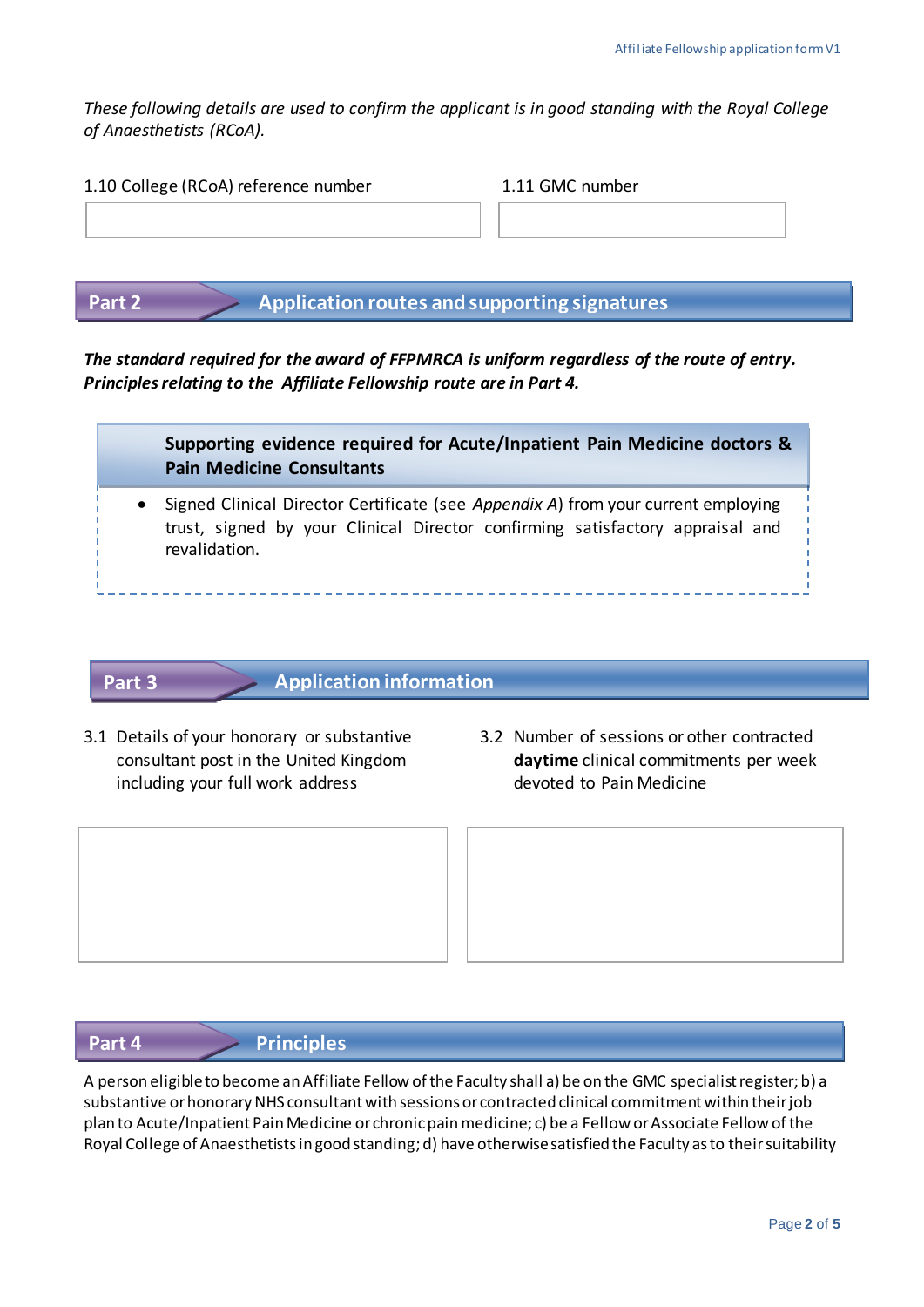*These following details are used to confirm the applicant is in good standing with the Royal College of Anaesthetists (RCoA).*

| 1.10 College (RCoA) reference number | 1.11 GMC number |
| --- | --- |
| | |

## Part 2 Application routes and supporting signatures

***The standard required for the award of FFPMRCA is uniform regardless of the route of entry. Principles relating to the Affiliate Fellowship route are in Part 4.***

**Supporting evidence required for Acute/Inpatient Pain Medicine doctors & Pain Medicine Consultants**

- Signed Clinical Director Certificate (see *Appendix A*) from your current employing trust, signed by your Clinical Director confirming satisfactory appraisal and revalidation.

## Part 3 Application information

| 3.1 Details of your honorary or substantive consultant post in the United Kingdom including your full work address | 3.2 Number of sessions or other contracted **daytime** clinical commitments per week devoted to Pain Medicine |
| --- | --- |
| | |

## Part 4 Principles

A person eligible to become an Affiliate Fellow of the Faculty shall a) be on the GMC specialist register; b) a substantive or honorary NHS consultant with sessions or contracted clinical commitment within their job plan to Acute/Inpatient Pain Medicine or chronic pain medicine; c) be a Fellow or Associate Fellow of the Royal College of Anaesthetists in good standing; d) have otherwise satisfied the Faculty as to their suitability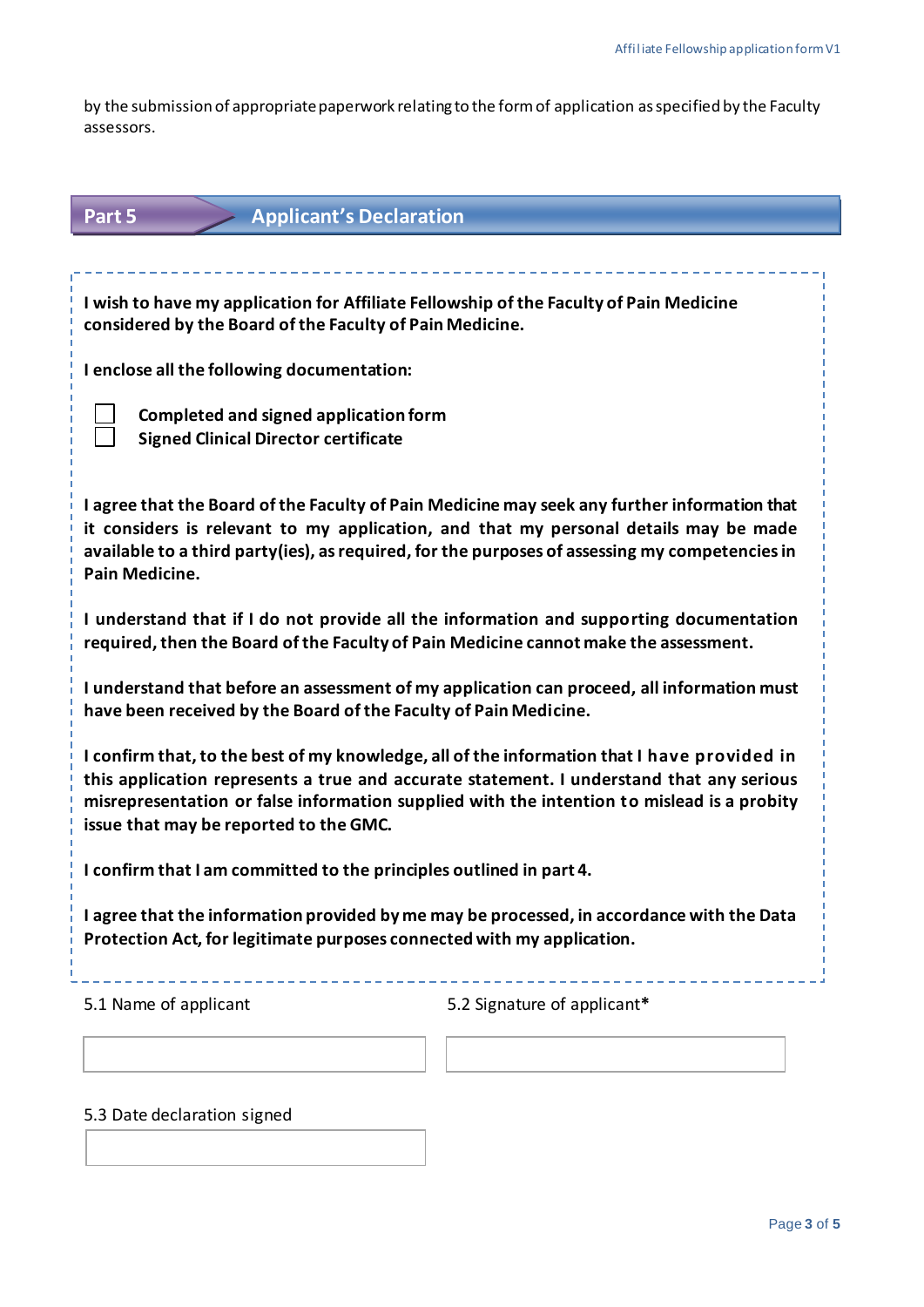by the submission of appropriate paperwork relating to the form of application as specified by the Faculty assessors.

## Part 5 Applicant's Declaration

**I wish to have my application for Affiliate Fellowship of the Faculty of Pain Medicine considered by the Board of the Faculty of Pain Medicine.**

**I enclose all the following documentation:**

- ☐ **Completed and signed application form**
- ☐ **Signed Clinical Director certificate**

**I agree that the Board of the Faculty of Pain Medicine may seek any further information that it considers is relevant to my application, and that my personal details may be made available to a third party(ies), as required, for the purposes of assessing my competencies in Pain Medicine.**

**I understand that if I do not provide all the information and supporting documentation required, then the Board of the Faculty of Pain Medicine cannot make the assessment.**

**I understand that before an assessment of my application can proceed, all information must have been received by the Board of the Faculty of Pain Medicine.**

**I confirm that, to the best of my knowledge, all of the information that I have provided in this application represents a true and accurate statement. I understand that any serious misrepresentation or false information supplied with the intention to mislead is a probity issue that may be reported to the GMC.**

**I confirm that I am committed to the principles outlined in part 4.**

**I agree that the information provided by me may be processed, in accordance with the Data Protection Act, for legitimate purposes connected with my application.**

| 5.1 Name of applicant | 5.2 Signature of applicant* |
|---|---|
| | |

| 5.3 Date declaration signed |
|---|
| |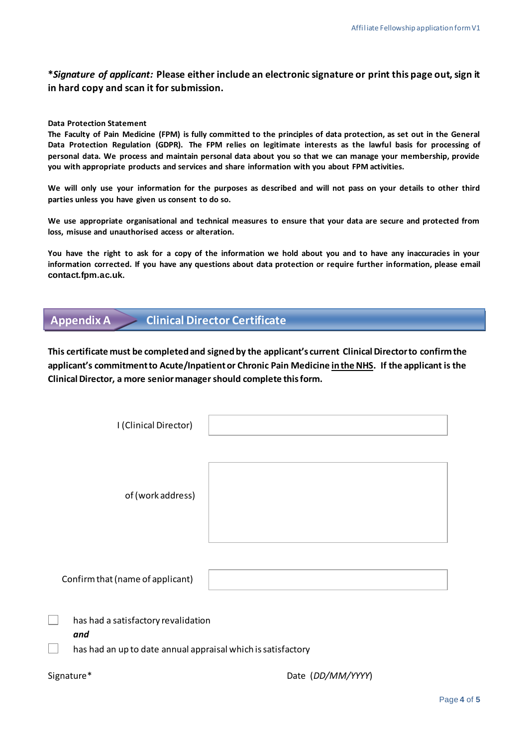***Signature of applicant:* Please either include an electronic signature or print this page out, sign it in hard copy and scan it for submission.**

**Data Protection Statement**

**The Faculty of Pain Medicine (FPM) is fully committed to the principles of data protection, as set out in the General Data Protection Regulation (GDPR). The FPM relies on legitimate interests as the lawful basis for processing of personal data. We process and maintain personal data about you so that we can manage your membership, provide you with appropriate products and services and share information with you about FPM activities.**

**We will only use your information for the purposes as described and will not pass on your details to other third parties unless you have given us consent to do so.**

**We use appropriate organisational and technical measures to ensure that your data are secure and protected from loss, misuse and unauthorised access or alteration.**

**You have the right to ask for a copy of the information we hold about you and to have any inaccuracies in your information corrected. If you have any questions about data protection or require further information, please email contact.fpm.ac.uk.**

## Appendix A — Clinical Director Certificate

**This certificate must be completed and signed by the applicant's current Clinical Director to confirm the applicant's commitment to Acute/Inpatient or Chronic Pain Medicine <u>in the NHS</u>. If the applicant is the Clinical Director, a more senior manager should complete this form.**

I (Clinical Director) ______________________________

of (work address) ______________________________

Confirm that (name of applicant) ______________________________

☐ has had a satisfactory revalidation

***and***

☐ has had an up to date annual appraisal which is satisfactory

Signature* ______________________ Date (*DD/MM/YYYY*) ______________________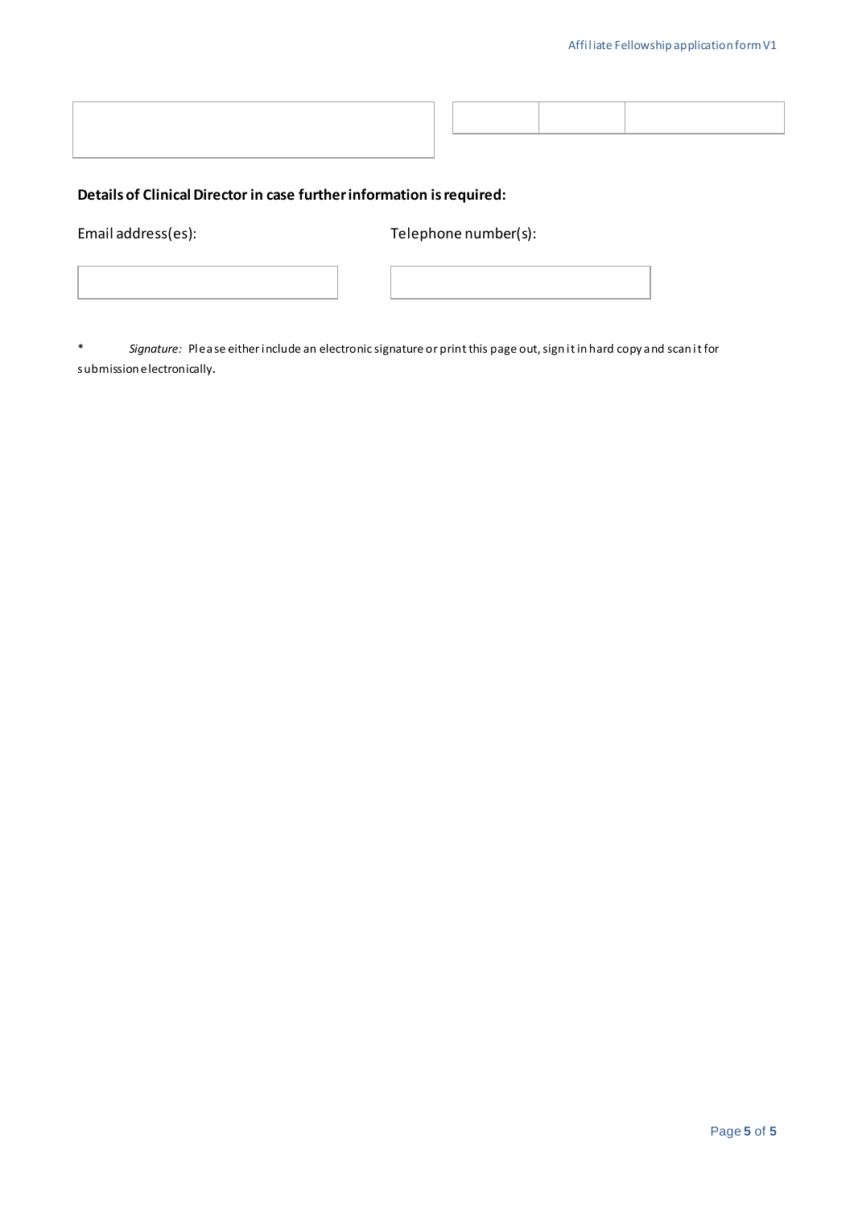**Details of Clinical Director in case further information is required:**

| Email address(es): | Telephone number(s): |
| --- | --- |
| | |

\* *Signature:* Please either include an electronic signature or print this page out, sign it in hard copy and scan it for submission electronically.